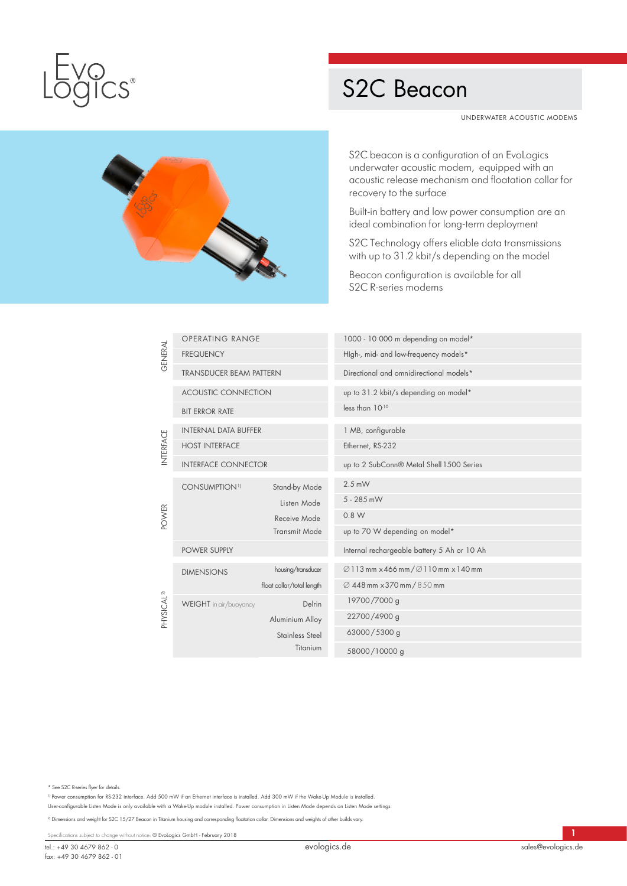# S2C Beacon

UNDERWATER ACOUSTIC MODEMS

S2C beacon is a configuration of an EvoLogics underwater acoustic modem, equipped with an acoustic release mechanism and floatation collar for recovery to the surface

Built-in battery and low power consumption are an ideal combination for long-term deployment

S2C Technology offers eliable data transmissions with up to 31.2 kbit/s depending on the model

Beacon configuration is available for all S2C R-series modems

| | | | |
|---|---|---|---|
| GENERAL | OPERATING RANGE | | 1000 - 10 000 m depending on model* |
| | FREQUENCY | | HIgh-, mid- and low-frequency models* |
| | TRANSDUCER BEAM PATTERN | | Directional and omnidirectional models* |
| | ACOUSTIC CONNECTION | | up to 31.2 kbit/s depending on model* |
| | BIT ERROR RATE | | less than $10^{-10}$ |
| INTERFACE | INTERNAL DATA BUFFER | | 1 MB, configurable |
| | HOST INTERFACE | | Ethernet, RS-232 |
| | INTERFACE CONNECTOR | | up to 2 SubConn® Metal Shell 1500 Series |
| POWER | CONSUMPTION[1] | Stand-by Mode | 2.5 mW |
| | | Listen Mode | 5 - 285 mW |
| | | Receive Mode | 0.8 W |
| | | Transmit Mode | up to 70 W depending on model* |
| | POWER SUPPLY | | Internal rechargeable battery 5 Ah or 10 Ah |
| PHYSICAL[2] | DIMENSIONS | housing/transducer | ∅113 mm x 466 mm / ∅110 mm x 140 mm |
| | | float collar/total length | ∅ 448 mm x 370 mm / 850 mm |
| | WEIGHT in air/buoyancy | Delrin | 19700/7000 g |
| | | Aluminium Alloy | 22700/4900 g |
| | | Stainless Steel | 63000/5300 g |
| | | Titanium | 58000/10000 g |

\* See S2C R-series flyer for details.

[1] Power consumption for RS-232 interface. Add 500 mW if an Ethernet interface is installed. Add 300 mW if the Wake-Up Module is installed.
User-configurable Listen Mode is only available with a Wake-Up module installed. Power consumption in Listen Mode depends on Listen Mode settings.

[2] Dimensions and weight for S2C 15/27 Beacon in Titanium housing and corresponding floatation collar. Dimensions and weights of other builds vary.

Specifications subject to change without notice. © EvoLogics GmbH - February 2018

tel.: +49 30 4679 862 - 0
fax: +49 30 4679 862 - 01

evologics.de

sales@evologics.de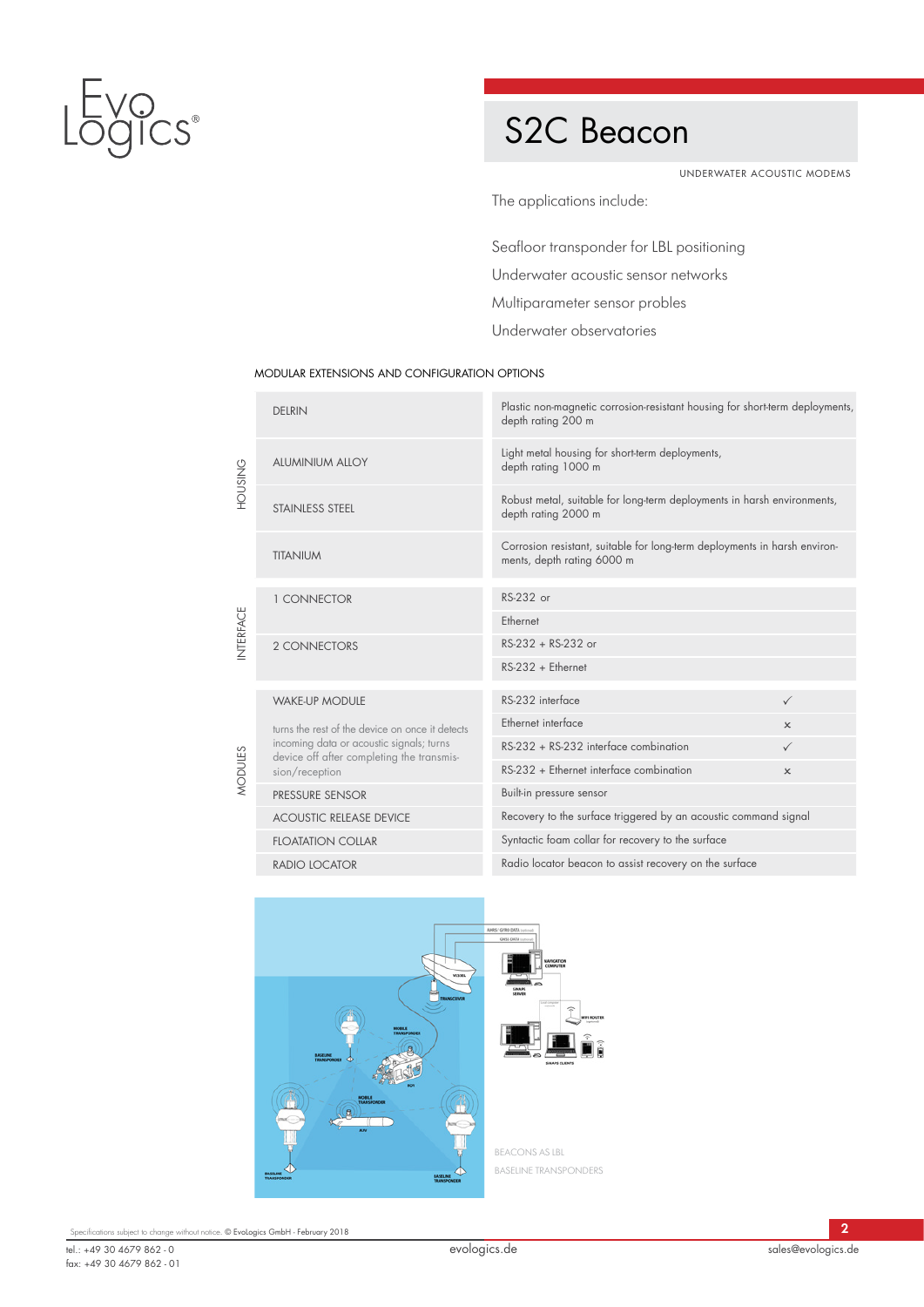# S2C Beacon

UNDERWATER ACOUSTIC MODEMS

The applications include:

Seafloor transponder for LBL positioning

Underwater acoustic sensor networks

Multiparameter sensor probles

Underwater observatories

MODULAR EXTENSIONS AND CONFIGURATION OPTIONS

| | | | |
|---|---|---|---|
| HOUSING | DELRIN | Plastic non-magnetic corrosion-resistant housing for short-term deployments, depth rating 200 m | |
| | ALUMINIUM ALLOY | Light metal housing for short-term deployments, depth rating 1000 m | |
| | STAINLESS STEEL | Robust metal, suitable for long-term deployments in harsh environments, depth rating 2000 m | |
| | TITANIUM | Corrosion resistant, suitable for long-term deployments in harsh environments, depth rating 6000 m | |
| INTERFACE | 1 CONNECTOR | RS-232 or | |
| | | Ethernet | |
| | 2 CONNECTORS | RS-232 + RS-232 or | |
| | | RS-232 + Ethernet | |
| MODULES | WAKE-UP MODULE | RS-232 interface | ✓ |
| | turns the rest of the device on once it detects incoming data or acoustic signals; turns device off after completing the transmission/reception | Ethernet interface | × |
| | | RS-232 + RS-232 interface combination | ✓ |
| | | RS-232 + Ethernet interface combination | × |
| | PRESSURE SENSOR | Built-in pressure sensor | |
| | ACOUSTIC RELEASE DEVICE | Recovery to the surface triggered by an acoustic command signal | |
| | FLOATATION COLLAR | Syntactic foam collar for recovery to the surface | |
| | RADIO LOCATOR | Radio locator beacon to assist recovery on the surface | |

BEACONS AS LBL

BASELINE TRANSPONDERS

Specifications subject to change without notice. © EvoLogics GmbH - February 2018

tel.: +49 30 4679 862 - 0
fax: +49 30 4679 862 - 01

evologics.de

sales@evologics.de